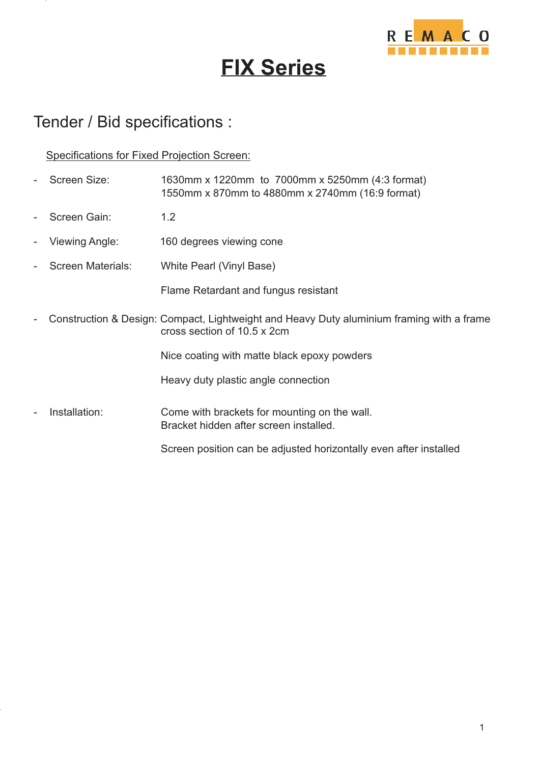REMACO

# FIX Series

## Tender / Bid specifications :

Specifications for Fixed Projection Screen:

- Screen Size: 1630mm x 1220mm to 7000mm x 5250mm (4:3 format)
  1550mm x 870mm to 4880mm x 2740mm (16:9 format)
- Screen Gain: 1.2
- Viewing Angle: 160 degrees viewing cone
- Screen Materials: White Pearl (Vinyl Base)

  Flame Retardant and fungus resistant
- Construction & Design: Compact, Lightweight and Heavy Duty aluminium framing with a frame cross section of 10.5 x 2cm

  Nice coating with matte black epoxy powders

  Heavy duty plastic angle connection
- Installation: Come with brackets for mounting on the wall.
  Bracket hidden after screen installed.

  Screen position can be adjusted horizontally even after installed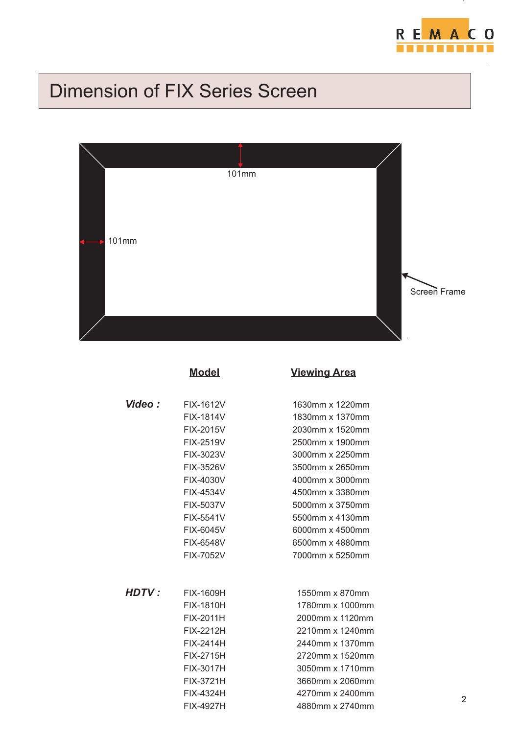# Dimension of FIX Series Screen

101mm

101mm

Screen Frame

| | Model | Viewing Area |
|---|---|---|
| ***Video :*** | FIX-1612V | 1630mm x 1220mm |
| | FIX-1814V | 1830mm x 1370mm |
| | FIX-2015V | 2030mm x 1520mm |
| | FIX-2519V | 2500mm x 1900mm |
| | FIX-3023V | 3000mm x 2250mm |
| | FIX-3526V | 3500mm x 2650mm |
| | FIX-4030V | 4000mm x 3000mm |
| | FIX-4534V | 4500mm x 3380mm |
| | FIX-5037V | 5000mm x 3750mm |
| | FIX-5541V | 5500mm x 4130mm |
| | FIX-6045V | 6000mm x 4500mm |
| | FIX-6548V | 6500mm x 4880mm |
| | FIX-7052V | 7000mm x 5250mm |
| ***HDTV :*** | FIX-1609H | 1550mm x 870mm |
| | FIX-1810H | 1780mm x 1000mm |
| | FIX-2011H | 2000mm x 1120mm |
| | FIX-2212H | 2210mm x 1240mm |
| | FIX-2414H | 2440mm x 1370mm |
| | FIX-2715H | 2720mm x 1520mm |
| | FIX-3017H | 3050mm x 1710mm |
| | FIX-3721H | 3660mm x 2060mm |
| | FIX-4324H | 4270mm x 2400mm |
| | FIX-4927H | 4880mm x 2740mm |